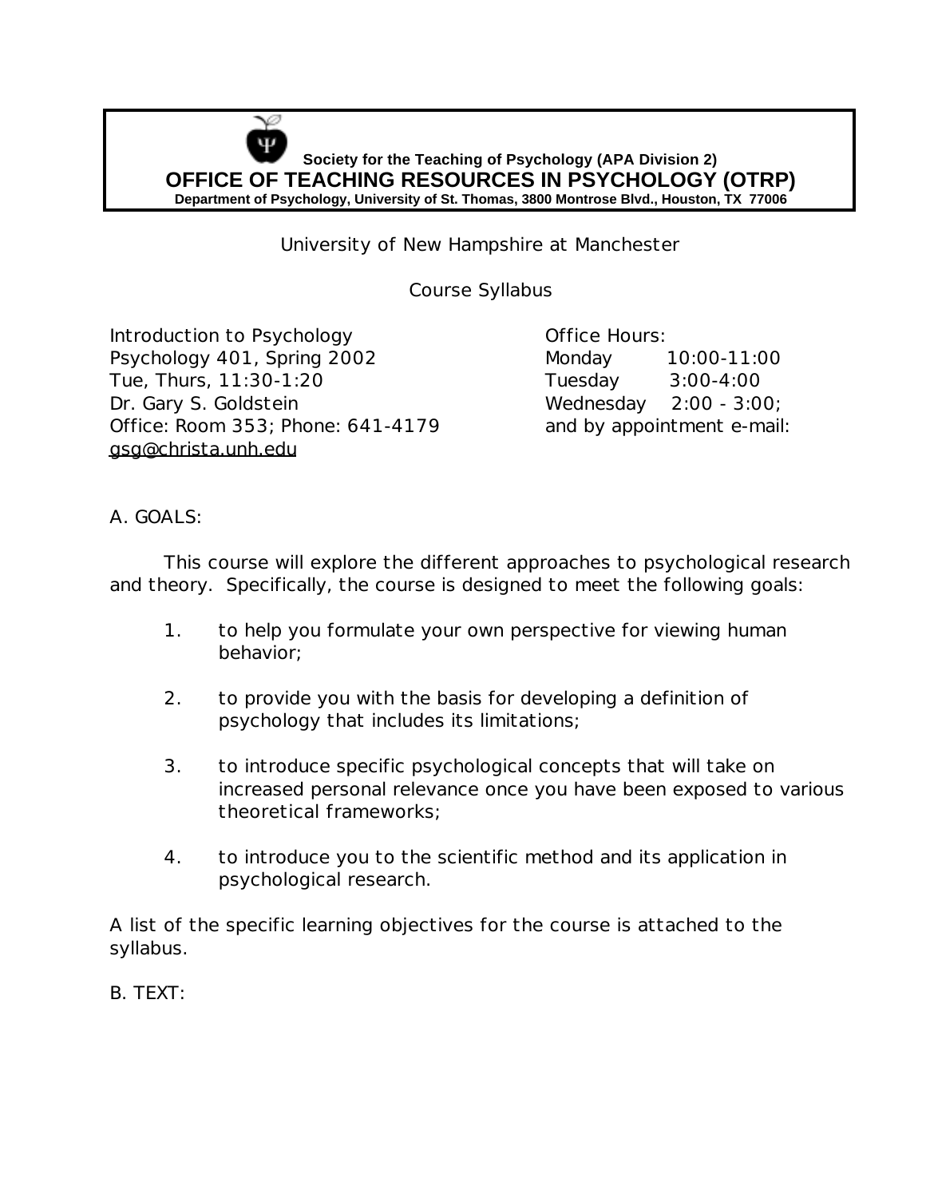**Society for the Teaching of Psychology (APA Division 2)**
**OFFICE OF TEACHING RESOURCES IN PSYCHOLOGY (OTRP)**
**Department of Psychology, University of St. Thomas, 3800 Montrose Blvd., Houston, TX 77006**

University of New Hampshire at Manchester

Course Syllabus

Introduction to Psychology
Psychology 401, Spring 2002
Tue, Thurs, 11:30-1:20
Dr. Gary S. Goldstein
Office: Room 353; Phone: 641-4179
gsg@christa.unh.edu

Office Hours:
Monday 10:00-11:00
Tuesday 3:00-4:00
Wednesday 2:00 - 3:00;
and by appointment e-mail:

A. GOALS:

This course will explore the different approaches to psychological research and theory. Specifically, the course is designed to meet the following goals:

1. to help you formulate your own perspective for viewing human behavior;
2. to provide you with the basis for developing a definition of psychology that includes its limitations;
3. to introduce specific psychological concepts that will take on increased personal relevance once you have been exposed to various theoretical frameworks;
4. to introduce you to the scientific method and its application in psychological research.

A list of the specific learning objectives for the course is attached to the syllabus.

B. TEXT: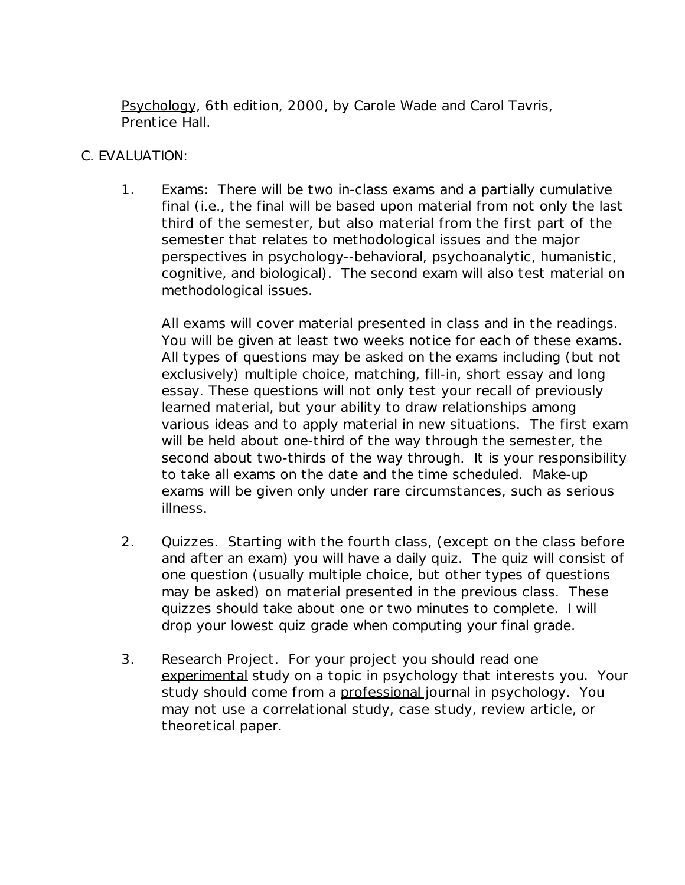Psychology, 6th edition, 2000, by Carole Wade and Carol Tavris, Prentice Hall.

## C. EVALUATION:

1. Exams: There will be two in-class exams and a partially cumulative final (i.e., the final will be based upon material from not only the last third of the semester, but also material from the first part of the semester that relates to methodological issues and the major perspectives in psychology--behavioral, psychoanalytic, humanistic, cognitive, and biological). The second exam will also test material on methodological issues.

   All exams will cover material presented in class and in the readings. You will be given at least two weeks notice for each of these exams. All types of questions may be asked on the exams including (but not exclusively) multiple choice, matching, fill-in, short essay and long essay. These questions will not only test your recall of previously learned material, but your ability to draw relationships among various ideas and to apply material in new situations. The first exam will be held about one-third of the way through the semester, the second about two-thirds of the way through. It is your responsibility to take all exams on the date and the time scheduled. Make-up exams will be given only under rare circumstances, such as serious illness.

2. Quizzes. Starting with the fourth class, (except on the class before and after an exam) you will have a daily quiz. The quiz will consist of one question (usually multiple choice, but other types of questions may be asked) on material presented in the previous class. These quizzes should take about one or two minutes to complete. I will drop your lowest quiz grade when computing your final grade.

3. Research Project. For your project you should read one experimental study on a topic in psychology that interests you. Your study should come from a professional journal in psychology. You may not use a correlational study, case study, review article, or theoretical paper.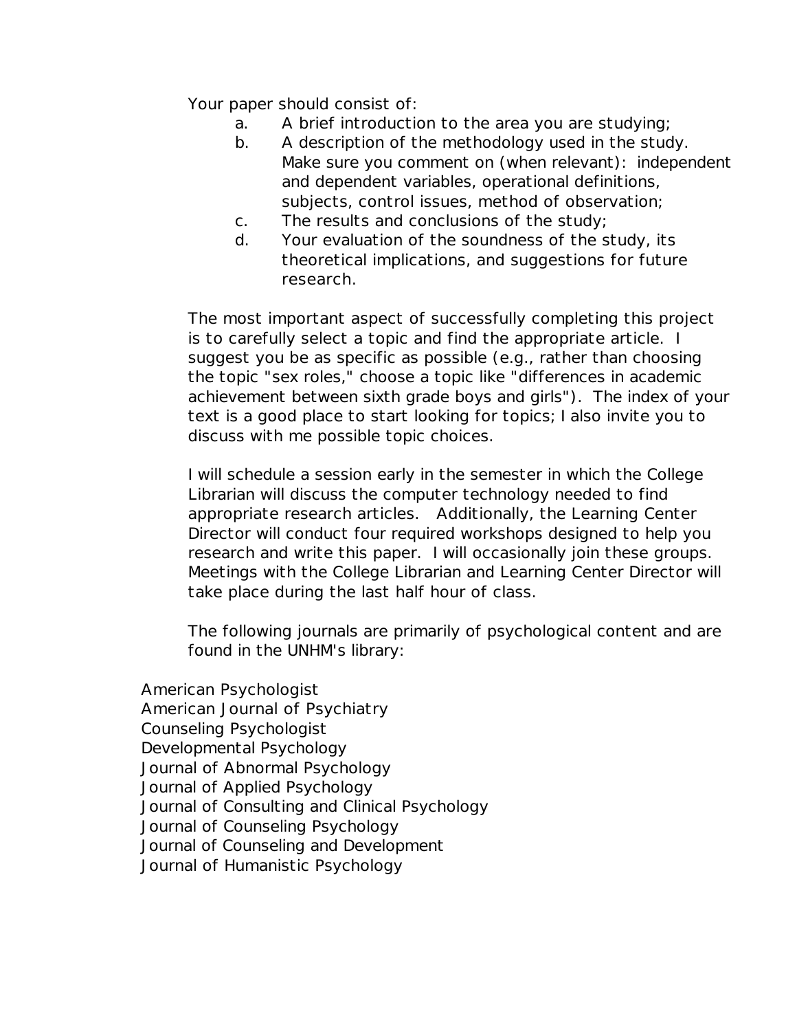Your paper should consist of:

a. A brief introduction to the area you are studying;
b. A description of the methodology used in the study. Make sure you comment on (when relevant): independent and dependent variables, operational definitions, subjects, control issues, method of observation;
c. The results and conclusions of the study;
d. Your evaluation of the soundness of the study, its theoretical implications, and suggestions for future research.

The most important aspect of successfully completing this project is to carefully select a topic and find the appropriate article. I suggest you be as specific as possible (e.g., rather than choosing the topic "sex roles," choose a topic like "differences in academic achievement between sixth grade boys and girls"). The index of your text is a good place to start looking for topics; I also invite you to discuss with me possible topic choices.

I will schedule a session early in the semester in which the College Librarian will discuss the computer technology needed to find appropriate research articles. Additionally, the Learning Center Director will conduct four required workshops designed to help you research and write this paper. I will occasionally join these groups. Meetings with the College Librarian and Learning Center Director will take place during the last half hour of class.

The following journals are primarily of psychological content and are found in the UNHM's library:

American Psychologist
American Journal of Psychiatry
Counseling Psychologist
Developmental Psychology
Journal of Abnormal Psychology
Journal of Applied Psychology
Journal of Consulting and Clinical Psychology
Journal of Counseling Psychology
Journal of Counseling and Development
Journal of Humanistic Psychology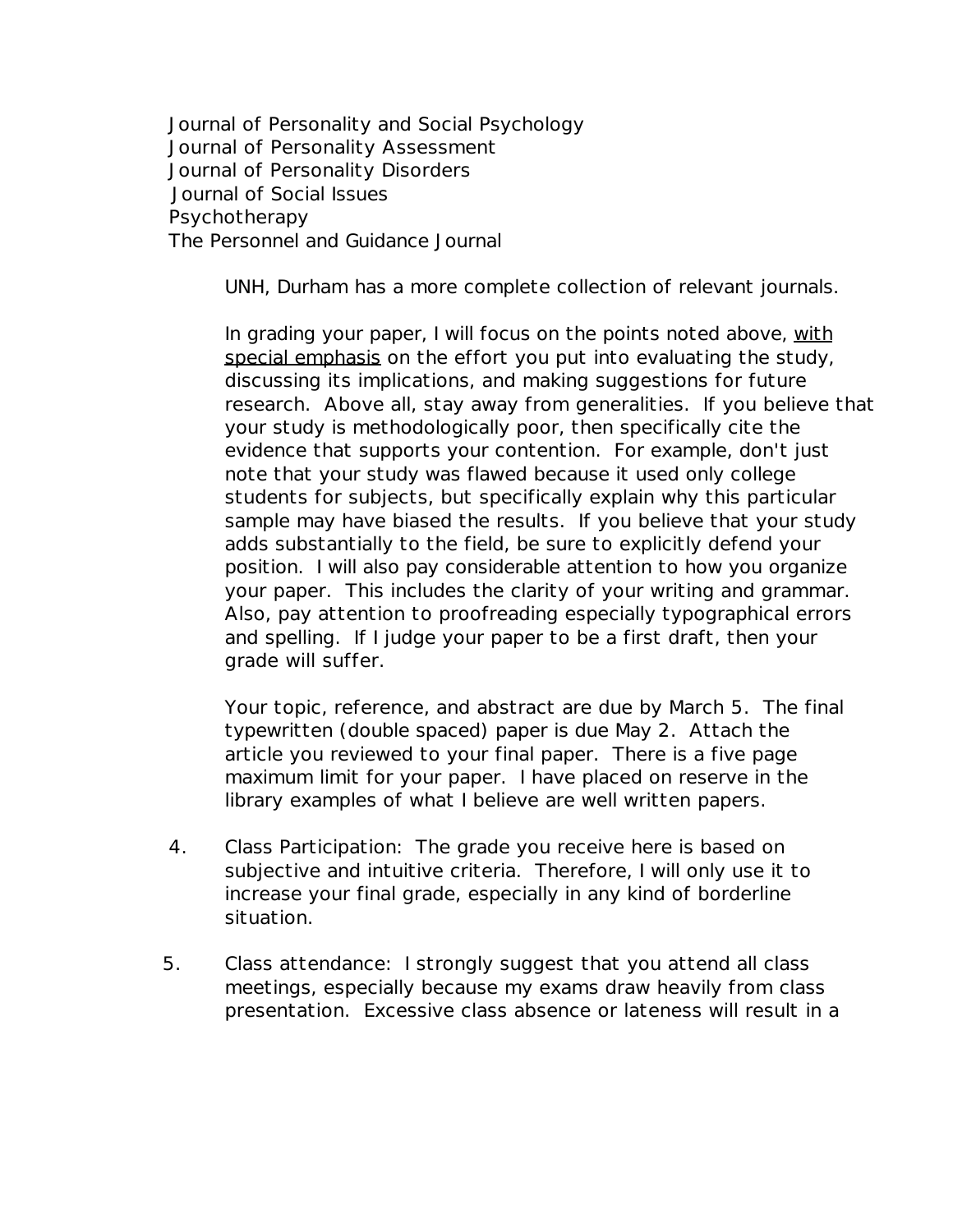Journal of Personality and Social Psychology
Journal of Personality Assessment
Journal of Personality Disorders
Journal of Social Issues
Psychotherapy
The Personnel and Guidance Journal

UNH, Durham has a more complete collection of relevant journals.

In grading your paper, I will focus on the points noted above, <u>with special emphasis</u> on the effort you put into evaluating the study, discussing its implications, and making suggestions for future research. Above all, stay away from generalities. If you believe that your study is methodologically poor, then specifically cite the evidence that supports your contention. For example, don't just note that your study was flawed because it used only college students for subjects, but specifically explain why this particular sample may have biased the results. If you believe that your study adds substantially to the field, be sure to explicitly defend your position. I will also pay considerable attention to how you organize your paper. This includes the clarity of your writing and grammar. Also, pay attention to proofreading especially typographical errors and spelling. If I judge your paper to be a first draft, then your grade will suffer.

Your topic, reference, and abstract are due by March 5. The final typewritten (double spaced) paper is due May 2. Attach the article you reviewed to your final paper. There is a five page maximum limit for your paper. I have placed on reserve in the library examples of what I believe are well written papers.

4. Class Participation: The grade you receive here is based on subjective and intuitive criteria. Therefore, I will only use it to increase your final grade, especially in any kind of borderline situation.

5. Class attendance: I strongly suggest that you attend all class meetings, especially because my exams draw heavily from class presentation. Excessive class absence or lateness will result in a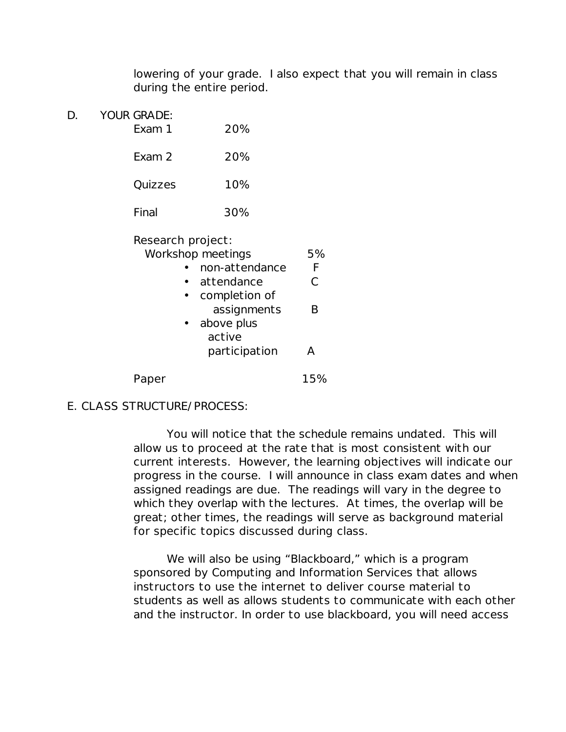lowering of your grade. I also expect that you will remain in class during the entire period.

D. YOUR GRADE:

| | |
|---|---|
| Exam 1 | 20% |
| Exam 2 | 20% |
| Quizzes | 10% |
| Final | 30% |

Research project:

| | |
|---|---|
| Workshop meetings | 5% |
| • non-attendance | F |
| • attendance | C |
| • completion of assignments | B |
| • above plus active participation | A |
| Paper | 15% |

E. CLASS STRUCTURE/PROCESS:

You will notice that the schedule remains undated. This will allow us to proceed at the rate that is most consistent with our current interests. However, the learning objectives will indicate our progress in the course. I will announce in class exam dates and when assigned readings are due. The readings will vary in the degree to which they overlap with the lectures. At times, the overlap will be great; other times, the readings will serve as background material for specific topics discussed during class.

We will also be using "Blackboard," which is a program sponsored by Computing and Information Services that allows instructors to use the internet to deliver course material to students as well as allows students to communicate with each other and the instructor. In order to use blackboard, you will need access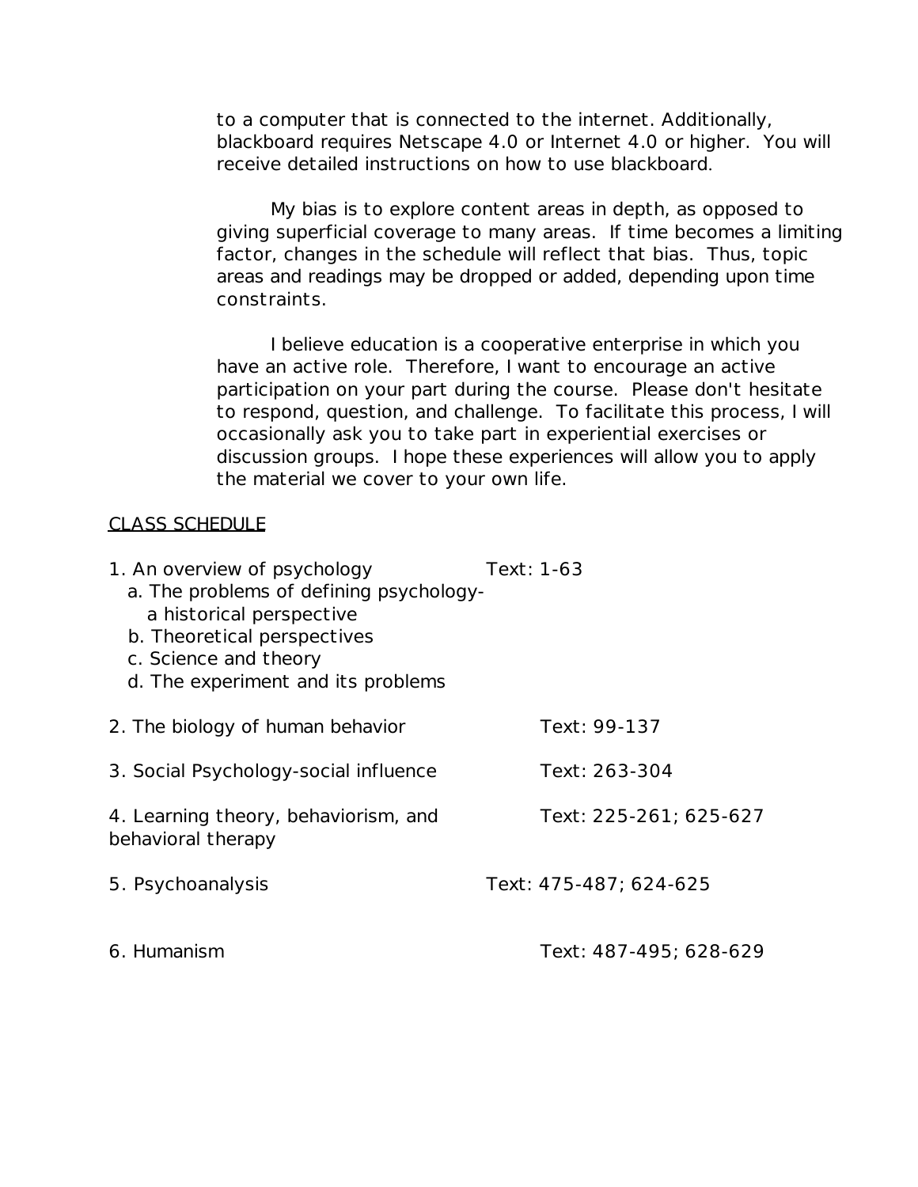to a computer that is connected to the internet. Additionally, blackboard requires Netscape 4.0 or Internet 4.0 or higher. You will receive detailed instructions on how to use blackboard.

My bias is to explore content areas in depth, as opposed to giving superficial coverage to many areas. If time becomes a limiting factor, changes in the schedule will reflect that bias. Thus, topic areas and readings may be dropped or added, depending upon time constraints.

I believe education is a cooperative enterprise in which you have an active role. Therefore, I want to encourage an active participation on your part during the course. Please don't hesitate to respond, question, and challenge. To facilitate this process, I will occasionally ask you to take part in experiential exercises or discussion groups. I hope these experiences will allow you to apply the material we cover to your own life.

<u>CLASS SCHEDULE</u>

1. An overview of psychology — Text: 1-63
   a. The problems of defining psychology- a historical perspective
   b. Theoretical perspectives
   c. Science and theory
   d. The experiment and its problems

2. The biology of human behavior — Text: 99-137

3. Social Psychology-social influence — Text: 263-304

4. Learning theory, behaviorism, and behavioral therapy — Text: 225-261; 625-627

5. Psychoanalysis — Text: 475-487; 624-625

6. Humanism — Text: 487-495; 628-629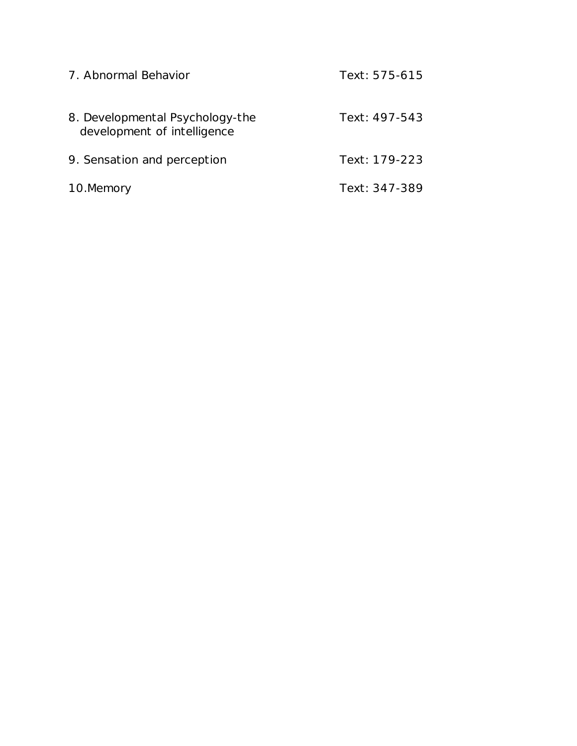| | |
|---|---|
| 7. Abnormal Behavior | Text: 575-615 |
| 8. Developmental Psychology-the development of intelligence | Text: 497-543 |
| 9. Sensation and perception | Text: 179-223 |
| 10.Memory | Text: 347-389 |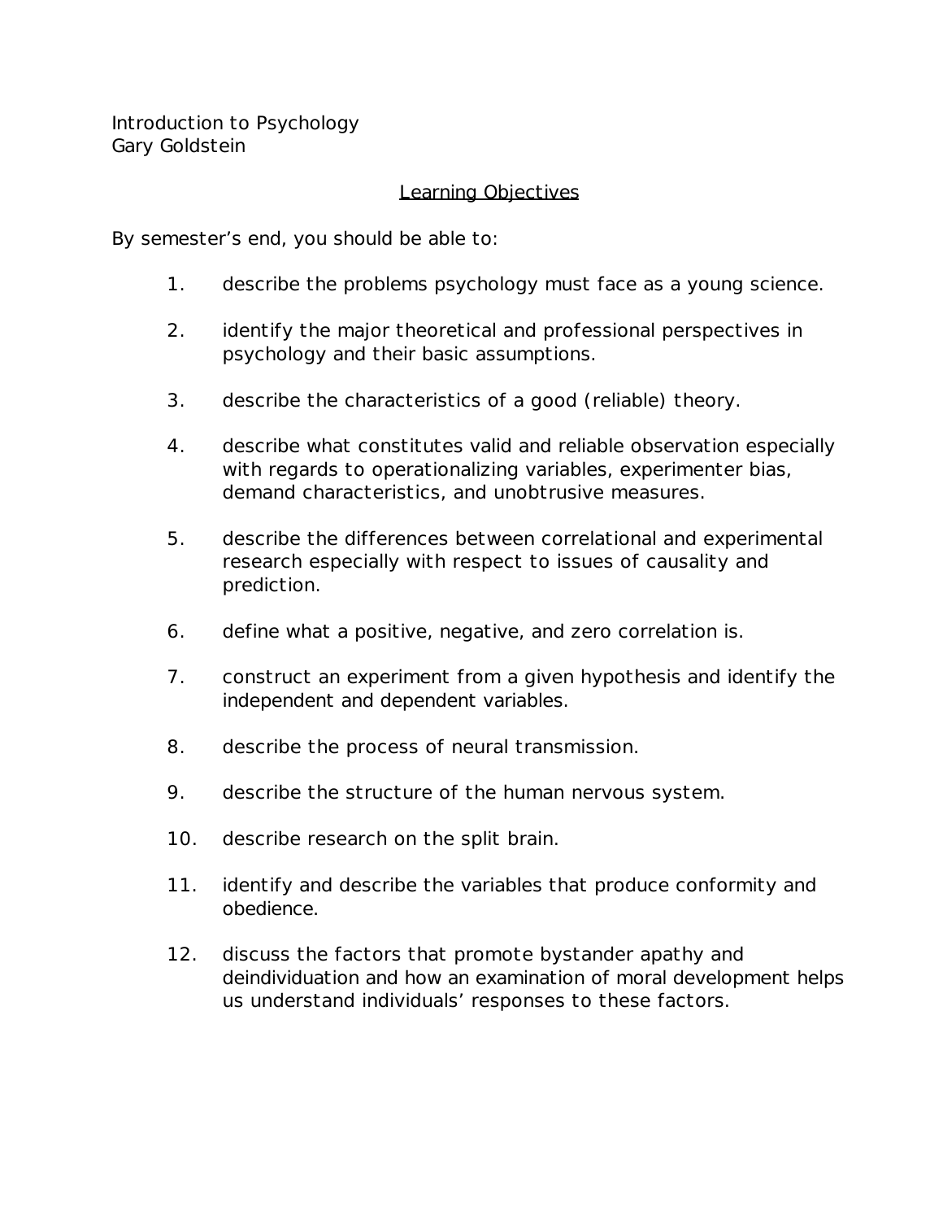Introduction to Psychology
Gary Goldstein

## Learning Objectives

By semester's end, you should be able to:

1. describe the problems psychology must face as a young science.

2. identify the major theoretical and professional perspectives in psychology and their basic assumptions.

3. describe the characteristics of a good (reliable) theory.

4. describe what constitutes valid and reliable observation especially with regards to operationalizing variables, experimenter bias, demand characteristics, and unobtrusive measures.

5. describe the differences between correlational and experimental research especially with respect to issues of causality and prediction.

6. define what a positive, negative, and zero correlation is.

7. construct an experiment from a given hypothesis and identify the independent and dependent variables.

8. describe the process of neural transmission.

9. describe the structure of the human nervous system.

10. describe research on the split brain.

11. identify and describe the variables that produce conformity and obedience.

12. discuss the factors that promote bystander apathy and deindividuation and how an examination of moral development helps us understand individuals' responses to these factors.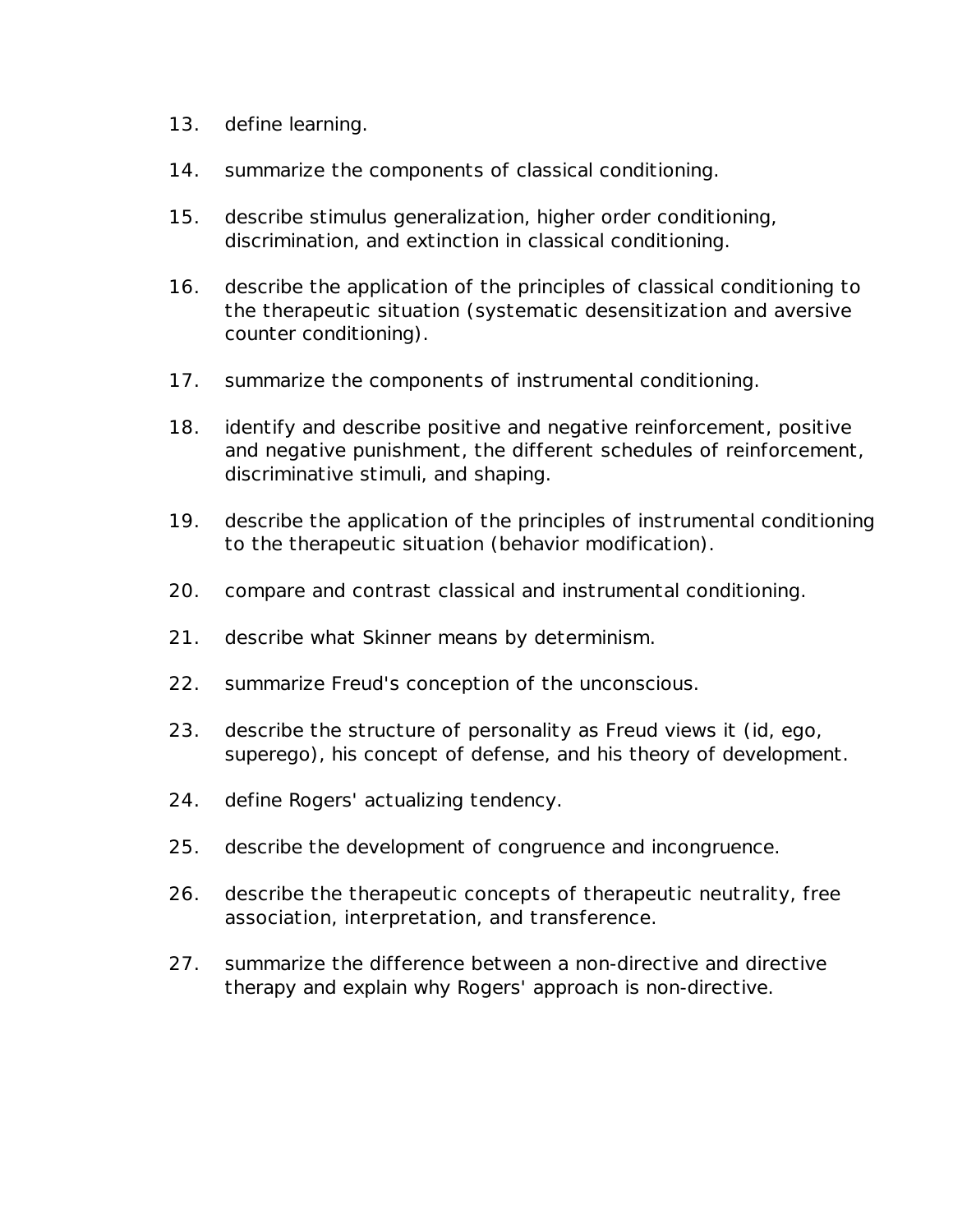13. define learning.

14. summarize the components of classical conditioning.

15. describe stimulus generalization, higher order conditioning, discrimination, and extinction in classical conditioning.

16. describe the application of the principles of classical conditioning to the therapeutic situation (systematic desensitization and aversive counter conditioning).

17. summarize the components of instrumental conditioning.

18. identify and describe positive and negative reinforcement, positive and negative punishment, the different schedules of reinforcement, discriminative stimuli, and shaping.

19. describe the application of the principles of instrumental conditioning to the therapeutic situation (behavior modification).

20. compare and contrast classical and instrumental conditioning.

21. describe what Skinner means by determinism.

22. summarize Freud's conception of the unconscious.

23. describe the structure of personality as Freud views it (id, ego, superego), his concept of defense, and his theory of development.

24. define Rogers' actualizing tendency.

25. describe the development of congruence and incongruence.

26. describe the therapeutic concepts of therapeutic neutrality, free association, interpretation, and transference.

27. summarize the difference between a non-directive and directive therapy and explain why Rogers' approach is non-directive.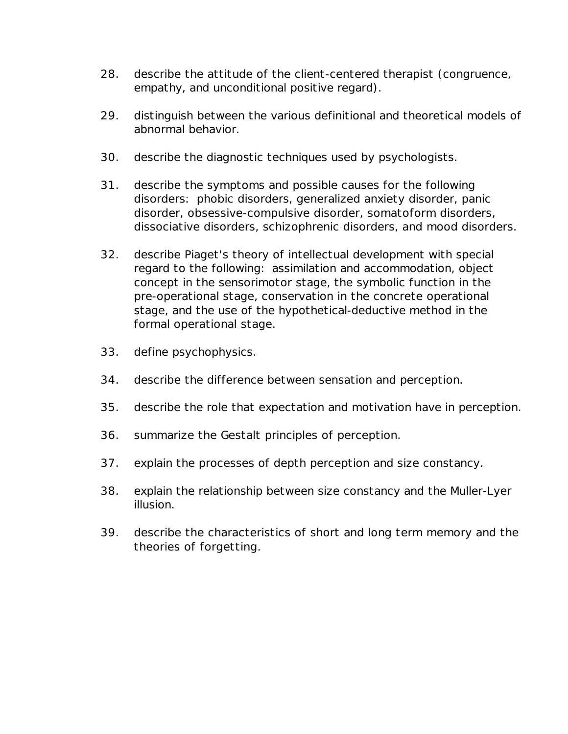28. describe the attitude of the client-centered therapist (congruence, empathy, and unconditional positive regard).

29. distinguish between the various definitional and theoretical models of abnormal behavior.

30. describe the diagnostic techniques used by psychologists.

31. describe the symptoms and possible causes for the following disorders: phobic disorders, generalized anxiety disorder, panic disorder, obsessive-compulsive disorder, somatoform disorders, dissociative disorders, schizophrenic disorders, and mood disorders.

32. describe Piaget's theory of intellectual development with special regard to the following: assimilation and accommodation, object concept in the sensorimotor stage, the symbolic function in the pre-operational stage, conservation in the concrete operational stage, and the use of the hypothetical-deductive method in the formal operational stage.

33. define psychophysics.

34. describe the difference between sensation and perception.

35. describe the role that expectation and motivation have in perception.

36. summarize the Gestalt principles of perception.

37. explain the processes of depth perception and size constancy.

38. explain the relationship between size constancy and the Muller-Lyer illusion.

39. describe the characteristics of short and long term memory and the theories of forgetting.